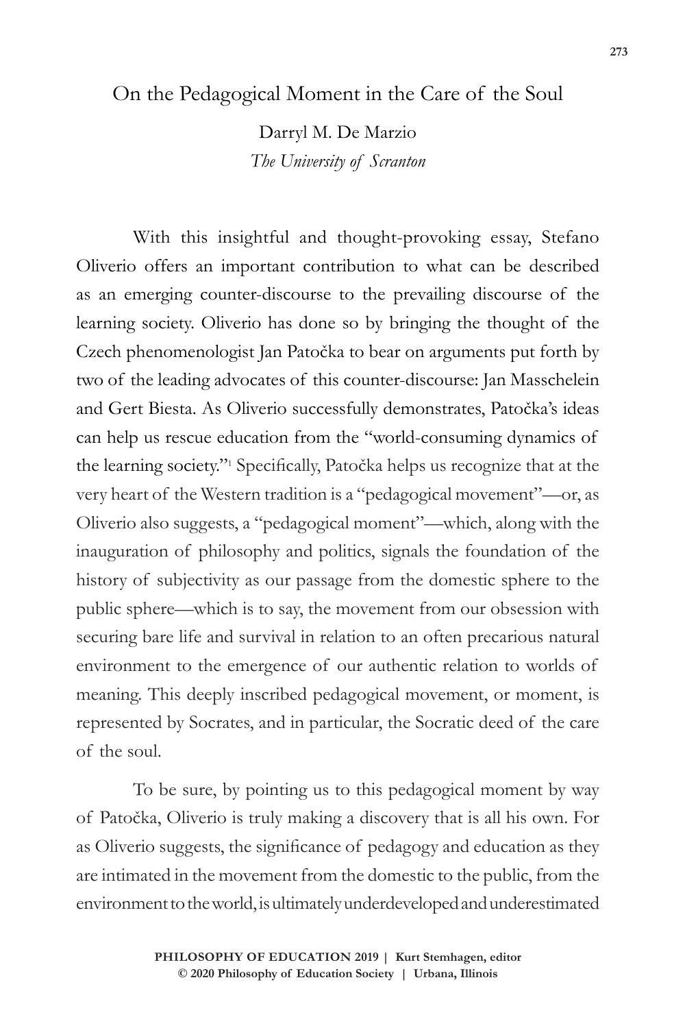# On the Pedagogical Moment in the Care of the Soul

Darryl M. De Marzio  
*The University of Scranton*

With this insightful and thought-provoking essay, Stefano Oliverio offers an important contribution to what can be described as an emerging counter-discourse to the prevailing discourse of the learning society. Oliverio has done so by bringing the thought of the Czech phenomenologist Jan Patočka to bear on arguments put forth by two of the leading advocates of this counter-discourse: Jan Masschelein and Gert Biesta. As Oliverio successfully demonstrates, Patočka's ideas can help us rescue education from the "world-consuming dynamics of the learning society."[1] Specifically, Patočka helps us recognize that at the very heart of the Western tradition is a "pedagogical movement"—or, as Oliverio also suggests, a "pedagogical moment"—which, along with the inauguration of philosophy and politics, signals the foundation of the history of subjectivity as our passage from the domestic sphere to the public sphere—which is to say, the movement from our obsession with securing bare life and survival in relation to an often precarious natural environment to the emergence of our authentic relation to worlds of meaning. This deeply inscribed pedagogical movement, or moment, is represented by Socrates, and in particular, the Socratic deed of the care of the soul.

To be sure, by pointing us to this pedagogical moment by way of Patočka, Oliverio is truly making a discovery that is all his own. For as Oliverio suggests, the significance of pedagogy and education as they are intimated in the movement from the domestic to the public, from the environment to the world, is ultimately underdeveloped and underestimated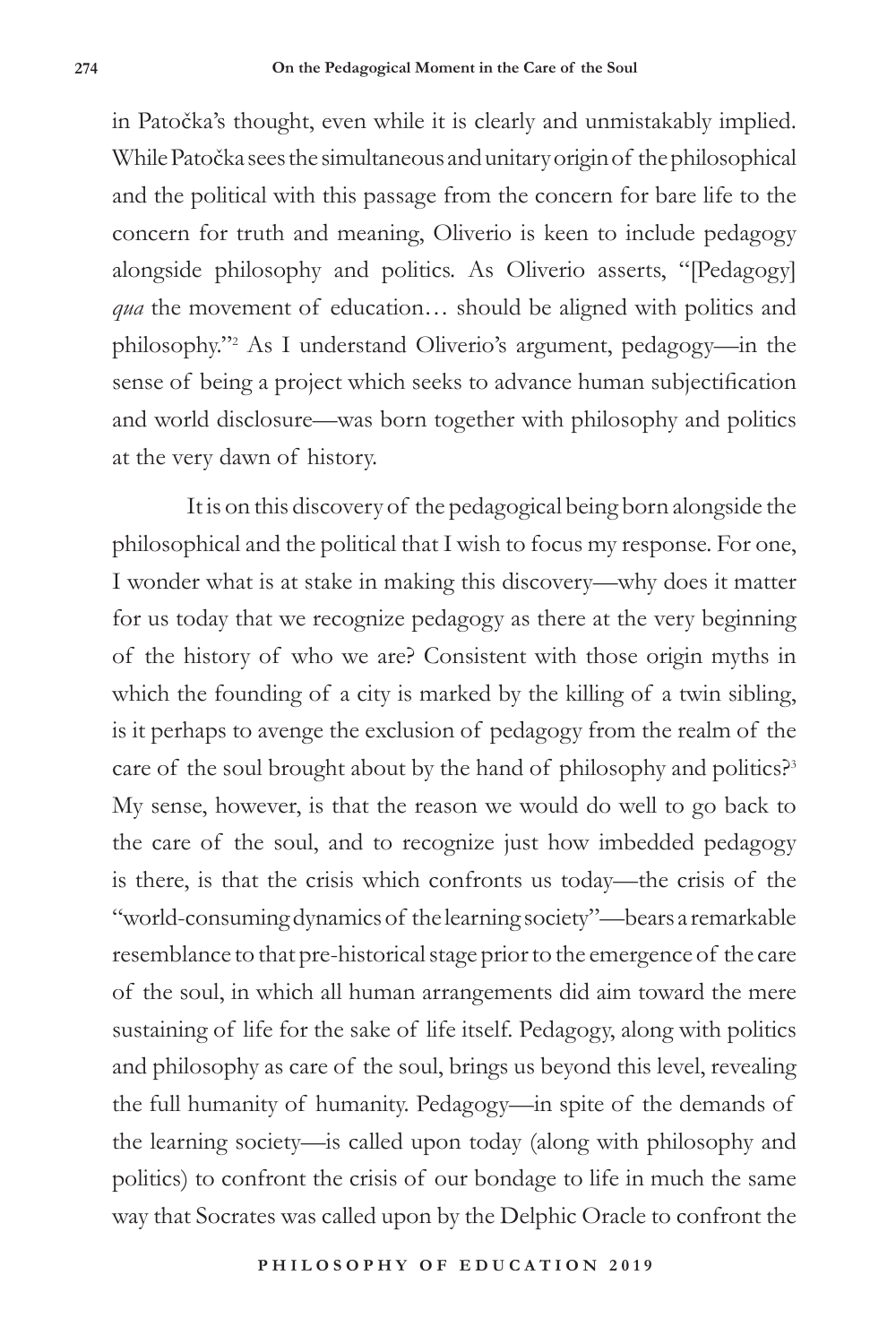in Patočka's thought, even while it is clearly and unmistakably implied. While Patočka sees the simultaneous and unitary origin of the philosophical and the political with this passage from the concern for bare life to the concern for truth and meaning, Oliverio is keen to include pedagogy alongside philosophy and politics. As Oliverio asserts, "[Pedagogy] *qua* the movement of education… should be aligned with politics and philosophy."[2] As I understand Oliverio's argument, pedagogy—in the sense of being a project which seeks to advance human subjectification and world disclosure—was born together with philosophy and politics at the very dawn of history.

It is on this discovery of the pedagogical being born alongside the philosophical and the political that I wish to focus my response. For one, I wonder what is at stake in making this discovery—why does it matter for us today that we recognize pedagogy as there at the very beginning of the history of who we are? Consistent with those origin myths in which the founding of a city is marked by the killing of a twin sibling, is it perhaps to avenge the exclusion of pedagogy from the realm of the care of the soul brought about by the hand of philosophy and politics?[3] My sense, however, is that the reason we would do well to go back to the care of the soul, and to recognize just how imbedded pedagogy is there, is that the crisis which confronts us today—the crisis of the "world-consuming dynamics of the learning society"—bears a remarkable resemblance to that pre-historical stage prior to the emergence of the care of the soul, in which all human arrangements did aim toward the mere sustaining of life for the sake of life itself. Pedagogy, along with politics and philosophy as care of the soul, brings us beyond this level, revealing the full humanity of humanity. Pedagogy—in spite of the demands of the learning society—is called upon today (along with philosophy and politics) to confront the crisis of our bondage to life in much the same way that Socrates was called upon by the Delphic Oracle to confront the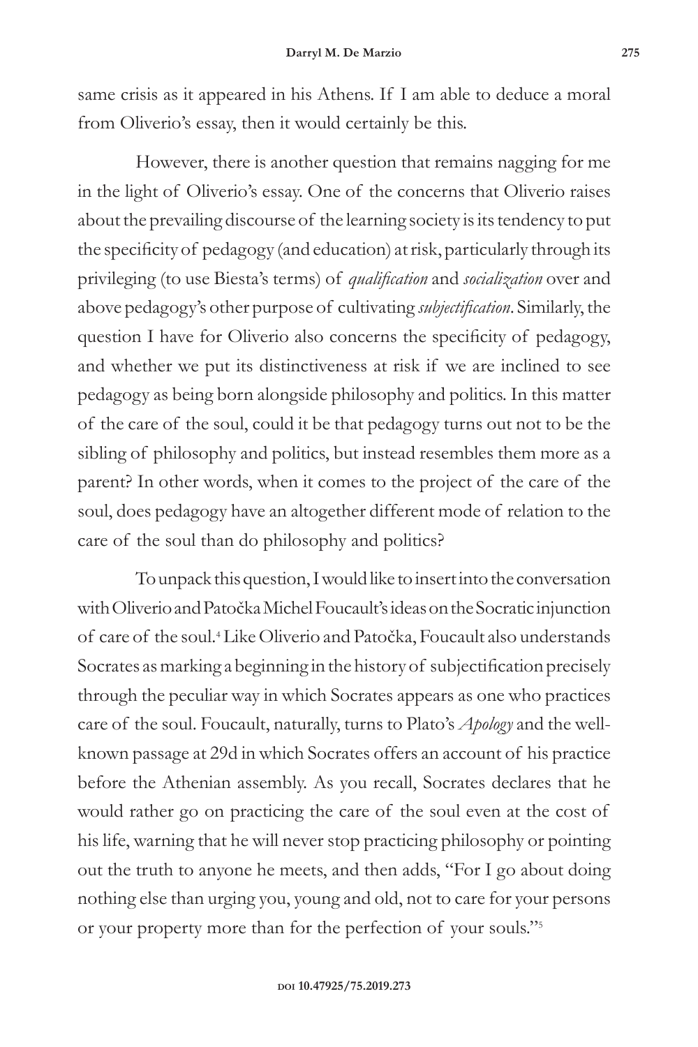same crisis as it appeared in his Athens. If I am able to deduce a moral from Oliverio's essay, then it would certainly be this.

However, there is another question that remains nagging for me in the light of Oliverio's essay. One of the concerns that Oliverio raises about the prevailing discourse of the learning society is its tendency to put the specificity of pedagogy (and education) at risk, particularly through its privileging (to use Biesta's terms) of *qualification* and *socialization* over and above pedagogy's other purpose of cultivating *subjectification*. Similarly, the question I have for Oliverio also concerns the specificity of pedagogy, and whether we put its distinctiveness at risk if we are inclined to see pedagogy as being born alongside philosophy and politics. In this matter of the care of the soul, could it be that pedagogy turns out not to be the sibling of philosophy and politics, but instead resembles them more as a parent? In other words, when it comes to the project of the care of the soul, does pedagogy have an altogether different mode of relation to the care of the soul than do philosophy and politics?

To unpack this question, I would like to insert into the conversation with Oliverio and Patočka Michel Foucault's ideas on the Socratic injunction of care of the soul.[4] Like Oliverio and Patočka, Foucault also understands Socrates as marking a beginning in the history of subjectification precisely through the peculiar way in which Socrates appears as one who practices care of the soul. Foucault, naturally, turns to Plato's *Apology* and the well-known passage at 29d in which Socrates offers an account of his practice before the Athenian assembly. As you recall, Socrates declares that he would rather go on practicing the care of the soul even at the cost of his life, warning that he will never stop practicing philosophy or pointing out the truth to anyone he meets, and then adds, "For I go about doing nothing else than urging you, young and old, not to care for your persons or your property more than for the perfection of your souls."[5]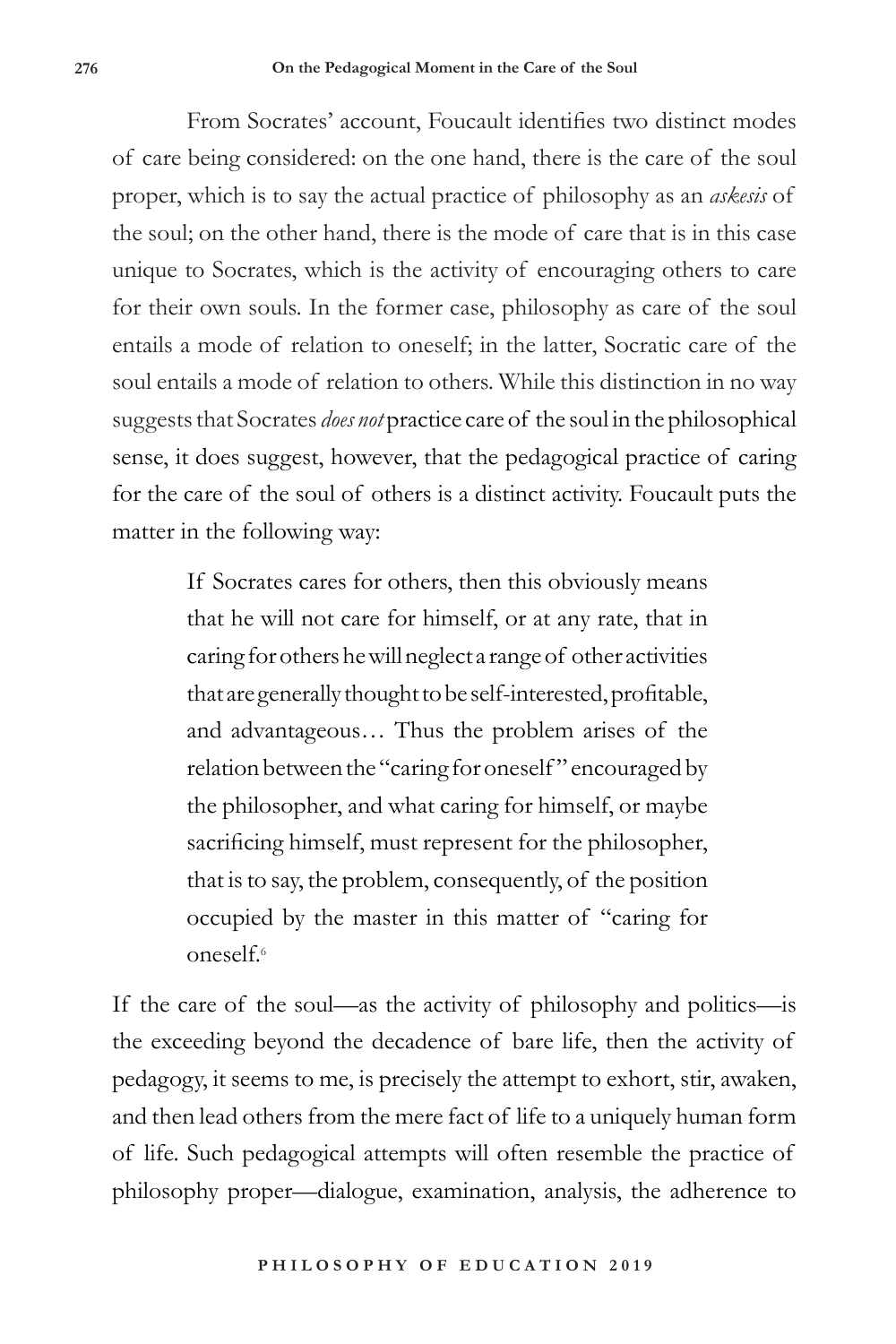From Socrates' account, Foucault identifies two distinct modes of care being considered: on the one hand, there is the care of the soul proper, which is to say the actual practice of philosophy as an *askesis* of the soul; on the other hand, there is the mode of care that is in this case unique to Socrates, which is the activity of encouraging others to care for their own souls. In the former case, philosophy as care of the soul entails a mode of relation to oneself; in the latter, Socratic care of the soul entails a mode of relation to others. While this distinction in no way suggests that Socrates *does not* practice care of the soul in the philosophical sense, it does suggest, however, that the pedagogical practice of caring for the care of the soul of others is a distinct activity. Foucault puts the matter in the following way:

> If Socrates cares for others, then this obviously means that he will not care for himself, or at any rate, that in caring for others he will neglect a range of other activities that are generally thought to be self-interested, profitable, and advantageous… Thus the problem arises of the relation between the "caring for oneself" encouraged by the philosopher, and what caring for himself, or maybe sacrificing himself, must represent for the philosopher, that is to say, the problem, consequently, of the position occupied by the master in this matter of "caring for oneself.[6]

If the care of the soul—as the activity of philosophy and politics—is the exceeding beyond the decadence of bare life, then the activity of pedagogy, it seems to me, is precisely the attempt to exhort, stir, awaken, and then lead others from the mere fact of life to a uniquely human form of life. Such pedagogical attempts will often resemble the practice of philosophy proper—dialogue, examination, analysis, the adherence to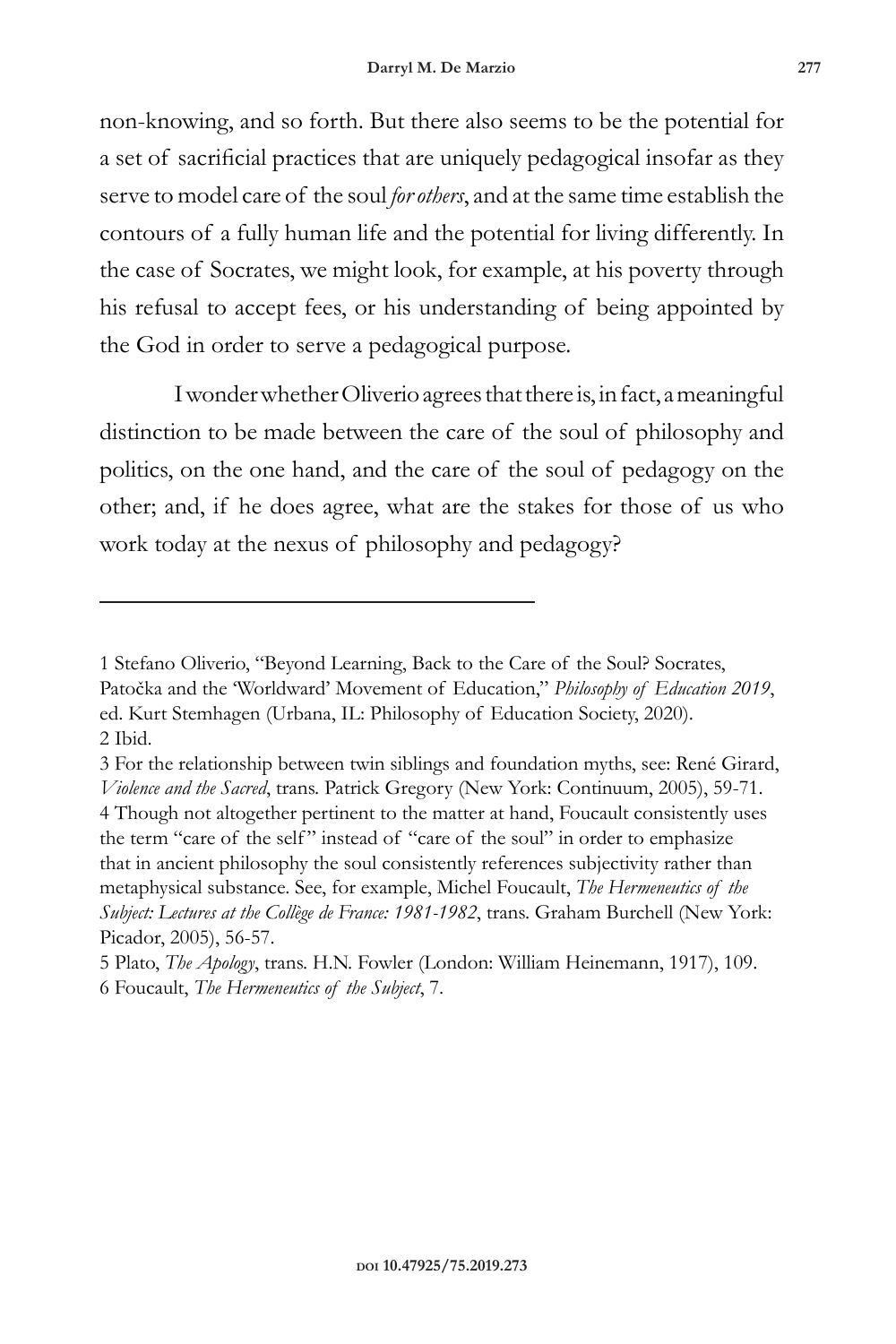non-knowing, and so forth. But there also seems to be the potential for a set of sacrificial practices that are uniquely pedagogical insofar as they serve to model care of the soul *for others*, and at the same time establish the contours of a fully human life and the potential for living differently. In the case of Socrates, we might look, for example, at his poverty through his refusal to accept fees, or his understanding of being appointed by the God in order to serve a pedagogical purpose.

I wonder whether Oliverio agrees that there is, in fact, a meaningful distinction to be made between the care of the soul of philosophy and politics, on the one hand, and the care of the soul of pedagogy on the other; and, if he does agree, what are the stakes for those of us who work today at the nexus of philosophy and pedagogy?

---

1 Stefano Oliverio, "Beyond Learning, Back to the Care of the Soul? Socrates, Patočka and the 'Worldward' Movement of Education," *Philosophy of Education 2019*, ed. Kurt Stemhagen (Urbana, IL: Philosophy of Education Society, 2020).

2 Ibid.

3 For the relationship between twin siblings and foundation myths, see: René Girard, *Violence and the Sacred*, trans. Patrick Gregory (New York: Continuum, 2005), 59-71.

4 Though not altogether pertinent to the matter at hand, Foucault consistently uses the term "care of the self" instead of "care of the soul" in order to emphasize that in ancient philosophy the soul consistently references subjectivity rather than metaphysical substance. See, for example, Michel Foucault, *The Hermeneutics of the Subject: Lectures at the Collège de France: 1981-1982*, trans. Graham Burchell (New York: Picador, 2005), 56-57.

5 Plato, *The Apology*, trans. H.N. Fowler (London: William Heinemann, 1917), 109.

6 Foucault, *The Hermeneutics of the Subject*, 7.